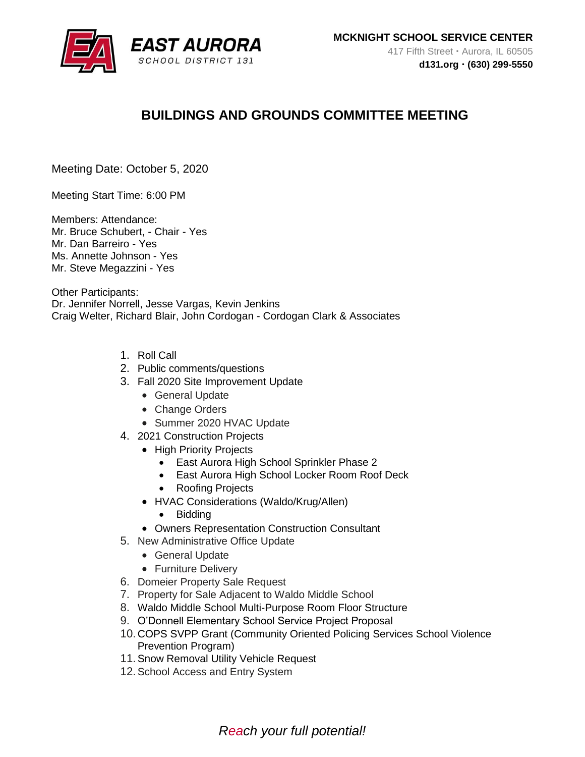EAST AURORA
SCHOOL DISTRICT 131

**MCKNIGHT SCHOOL SERVICE CENTER**
417 Fifth Street • Aurora, IL 60505
**d131.org • (630) 299-5550**

# BUILDINGS AND GROUNDS COMMITTEE MEETING

Meeting Date: October 5, 2020

Meeting Start Time: 6:00 PM

Members: Attendance:
Mr. Bruce Schubert, - Chair - Yes
Mr. Dan Barreiro - Yes
Ms. Annette Johnson - Yes
Mr. Steve Megazzini - Yes

Other Participants:
Dr. Jennifer Norrell, Jesse Vargas, Kevin Jenkins
Craig Welter, Richard Blair, John Cordogan - Cordogan Clark & Associates

1. Roll Call
2. Public comments/questions
3. Fall 2020 Site Improvement Update
   - General Update
   - Change Orders
   - Summer 2020 HVAC Update
4. 2021 Construction Projects
   - High Priority Projects
     - East Aurora High School Sprinkler Phase 2
     - East Aurora High School Locker Room Roof Deck
     - Roofing Projects
   - HVAC Considerations (Waldo/Krug/Allen)
     - Bidding
   - Owners Representation Construction Consultant
5. New Administrative Office Update
   - General Update
   - Furniture Delivery
6. Domeier Property Sale Request
7. Property for Sale Adjacent to Waldo Middle School
8. Waldo Middle School Multi-Purpose Room Floor Structure
9. O'Donnell Elementary School Service Project Proposal
10. COPS SVPP Grant (Community Oriented Policing Services School Violence Prevention Program)
11. Snow Removal Utility Vehicle Request
12. School Access and Entry System

*Reach your full potential!*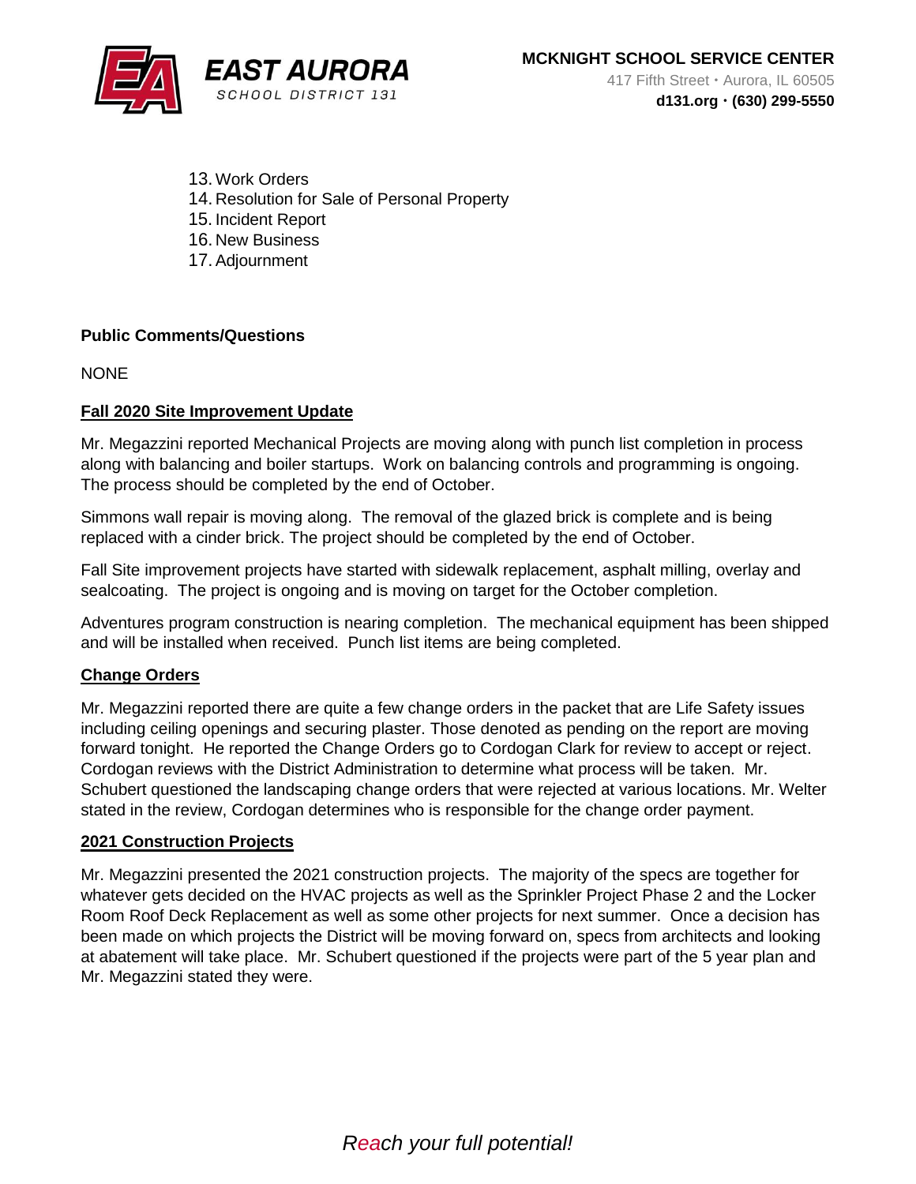13. Work Orders
14. Resolution for Sale of Personal Property
15. Incident Report
16. New Business
17. Adjournment

**Public Comments/Questions**

NONE

**Fall 2020 Site Improvement Update**

Mr. Megazzini reported Mechanical Projects are moving along with punch list completion in process along with balancing and boiler startups. Work on balancing controls and programming is ongoing. The process should be completed by the end of October.

Simmons wall repair is moving along. The removal of the glazed brick is complete and is being replaced with a cinder brick. The project should be completed by the end of October.

Fall Site improvement projects have started with sidewalk replacement, asphalt milling, overlay and sealcoating. The project is ongoing and is moving on target for the October completion.

Adventures program construction is nearing completion. The mechanical equipment has been shipped and will be installed when received. Punch list items are being completed.

**Change Orders**

Mr. Megazzini reported there are quite a few change orders in the packet that are Life Safety issues including ceiling openings and securing plaster. Those denoted as pending on the report are moving forward tonight. He reported the Change Orders go to Cordogan Clark for review to accept or reject. Cordogan reviews with the District Administration to determine what process will be taken. Mr. Schubert questioned the landscaping change orders that were rejected at various locations. Mr. Welter stated in the review, Cordogan determines who is responsible for the change order payment.

**2021 Construction Projects**

Mr. Megazzini presented the 2021 construction projects. The majority of the specs are together for whatever gets decided on the HVAC projects as well as the Sprinkler Project Phase 2 and the Locker Room Roof Deck Replacement as well as some other projects for next summer. Once a decision has been made on which projects the District will be moving forward on, specs from architects and looking at abatement will take place. Mr. Schubert questioned if the projects were part of the 5 year plan and Mr. Megazzini stated they were.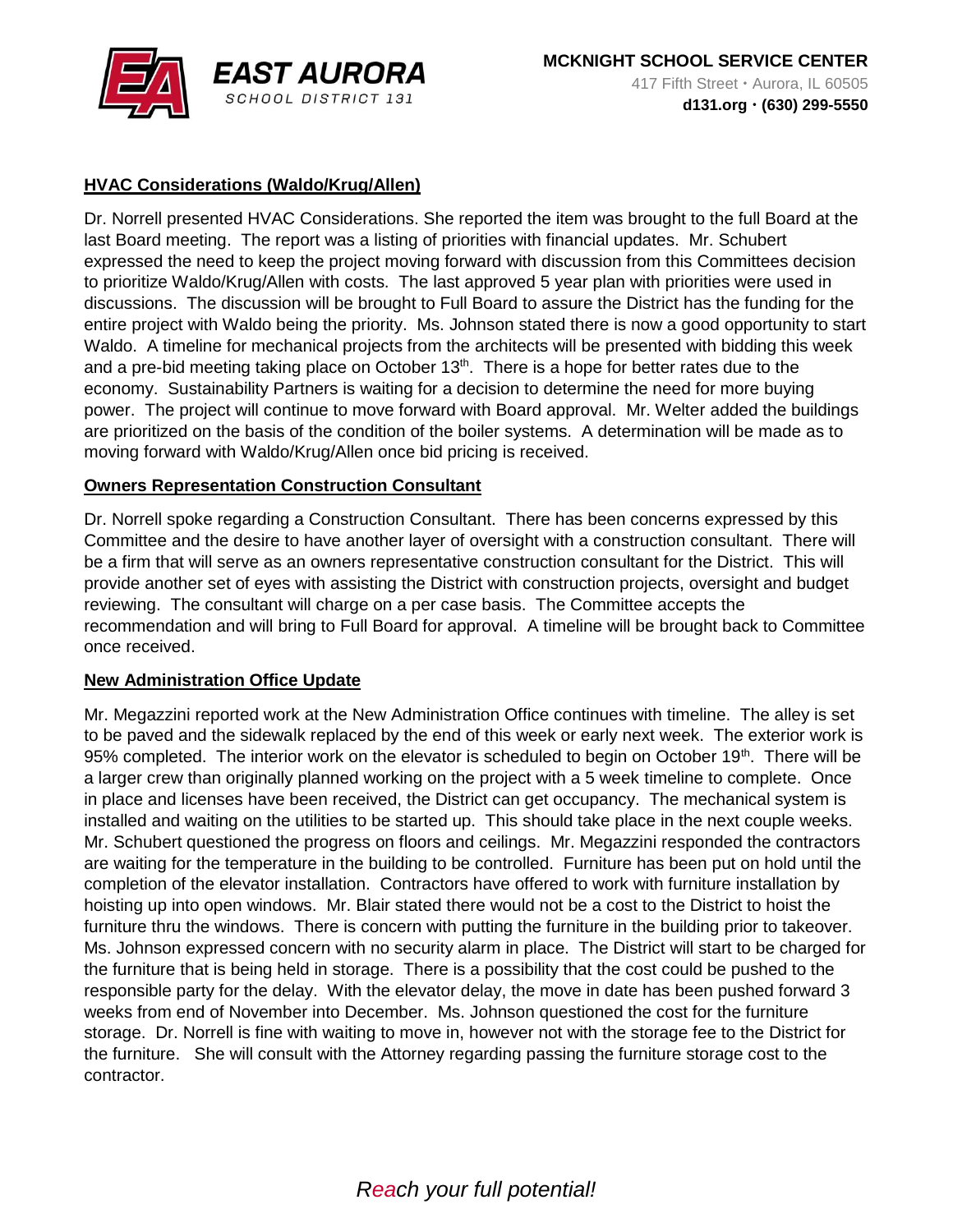### HVAC Considerations (Waldo/Krug/Allen)

Dr. Norrell presented HVAC Considerations. She reported the item was brought to the full Board at the last Board meeting. The report was a listing of priorities with financial updates. Mr. Schubert expressed the need to keep the project moving forward with discussion from this Committees decision to prioritize Waldo/Krug/Allen with costs. The last approved 5 year plan with priorities were used in discussions. The discussion will be brought to Full Board to assure the District has the funding for the entire project with Waldo being the priority. Ms. Johnson stated there is now a good opportunity to start Waldo. A timeline for mechanical projects from the architects will be presented with bidding this week and a pre-bid meeting taking place on October 13th. There is a hope for better rates due to the economy. Sustainability Partners is waiting for a decision to determine the need for more buying power. The project will continue to move forward with Board approval. Mr. Welter added the buildings are prioritized on the basis of the condition of the boiler systems. A determination will be made as to moving forward with Waldo/Krug/Allen once bid pricing is received.

### Owners Representation Construction Consultant

Dr. Norrell spoke regarding a Construction Consultant. There has been concerns expressed by this Committee and the desire to have another layer of oversight with a construction consultant. There will be a firm that will serve as an owners representative construction consultant for the District. This will provide another set of eyes with assisting the District with construction projects, oversight and budget reviewing. The consultant will charge on a per case basis. The Committee accepts the recommendation and will bring to Full Board for approval. A timeline will be brought back to Committee once received.

### New Administration Office Update

Mr. Megazzini reported work at the New Administration Office continues with timeline. The alley is set to be paved and the sidewalk replaced by the end of this week or early next week. The exterior work is 95% completed. The interior work on the elevator is scheduled to begin on October 19th. There will be a larger crew than originally planned working on the project with a 5 week timeline to complete. Once in place and licenses have been received, the District can get occupancy. The mechanical system is installed and waiting on the utilities to be started up. This should take place in the next couple weeks. Mr. Schubert questioned the progress on floors and ceilings. Mr. Megazzini responded the contractors are waiting for the temperature in the building to be controlled. Furniture has been put on hold until the completion of the elevator installation. Contractors have offered to work with furniture installation by hoisting up into open windows. Mr. Blair stated there would not be a cost to the District to hoist the furniture thru the windows. There is concern with putting the furniture in the building prior to takeover. Ms. Johnson expressed concern with no security alarm in place. The District will start to be charged for the furniture that is being held in storage. There is a possibility that the cost could be pushed to the responsible party for the delay. With the elevator delay, the move in date has been pushed forward 3 weeks from end of November into December. Ms. Johnson questioned the cost for the furniture storage. Dr. Norrell is fine with waiting to move in, however not with the storage fee to the District for the furniture. She will consult with the Attorney regarding passing the furniture storage cost to the contractor.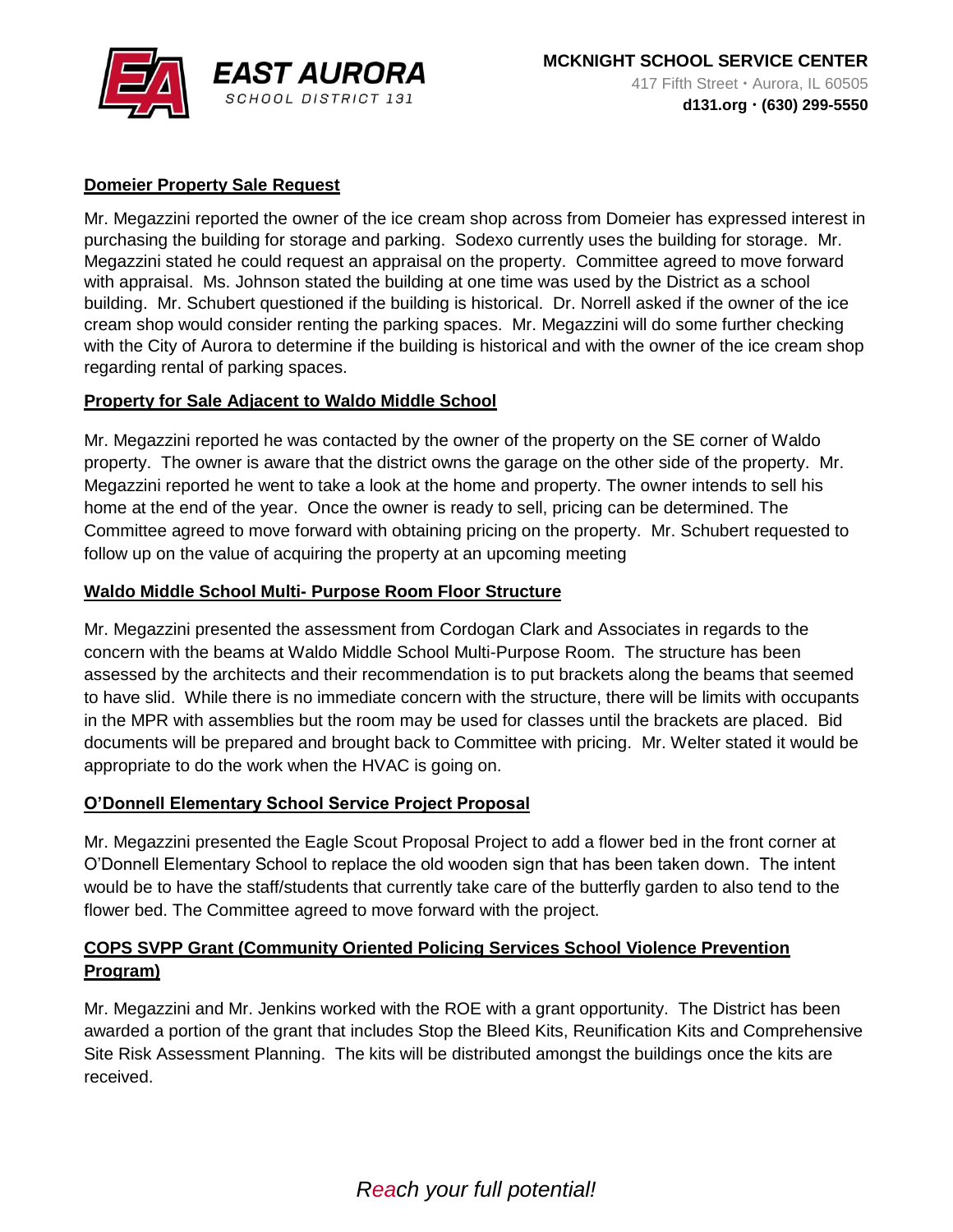**Domeier Property Sale Request**

Mr. Megazzini reported the owner of the ice cream shop across from Domeier has expressed interest in purchasing the building for storage and parking. Sodexo currently uses the building for storage. Mr. Megazzini stated he could request an appraisal on the property. Committee agreed to move forward with appraisal. Ms. Johnson stated the building at one time was used by the District as a school building. Mr. Schubert questioned if the building is historical. Dr. Norrell asked if the owner of the ice cream shop would consider renting the parking spaces. Mr. Megazzini will do some further checking with the City of Aurora to determine if the building is historical and with the owner of the ice cream shop regarding rental of parking spaces.

**Property for Sale Adjacent to Waldo Middle School**

Mr. Megazzini reported he was contacted by the owner of the property on the SE corner of Waldo property. The owner is aware that the district owns the garage on the other side of the property. Mr. Megazzini reported he went to take a look at the home and property. The owner intends to sell his home at the end of the year. Once the owner is ready to sell, pricing can be determined. The Committee agreed to move forward with obtaining pricing on the property. Mr. Schubert requested to follow up on the value of acquiring the property at an upcoming meeting

**Waldo Middle School Multi- Purpose Room Floor Structure**

Mr. Megazzini presented the assessment from Cordogan Clark and Associates in regards to the concern with the beams at Waldo Middle School Multi-Purpose Room. The structure has been assessed by the architects and their recommendation is to put brackets along the beams that seemed to have slid. While there is no immediate concern with the structure, there will be limits with occupants in the MPR with assemblies but the room may be used for classes until the brackets are placed. Bid documents will be prepared and brought back to Committee with pricing. Mr. Welter stated it would be appropriate to do the work when the HVAC is going on.

**O'Donnell Elementary School Service Project Proposal**

Mr. Megazzini presented the Eagle Scout Proposal Project to add a flower bed in the front corner at O'Donnell Elementary School to replace the old wooden sign that has been taken down. The intent would be to have the staff/students that currently take care of the butterfly garden to also tend to the flower bed. The Committee agreed to move forward with the project.

**COPS SVPP Grant (Community Oriented Policing Services School Violence Prevention Program)**

Mr. Megazzini and Mr. Jenkins worked with the ROE with a grant opportunity. The District has been awarded a portion of the grant that includes Stop the Bleed Kits, Reunification Kits and Comprehensive Site Risk Assessment Planning. The kits will be distributed amongst the buildings once the kits are received.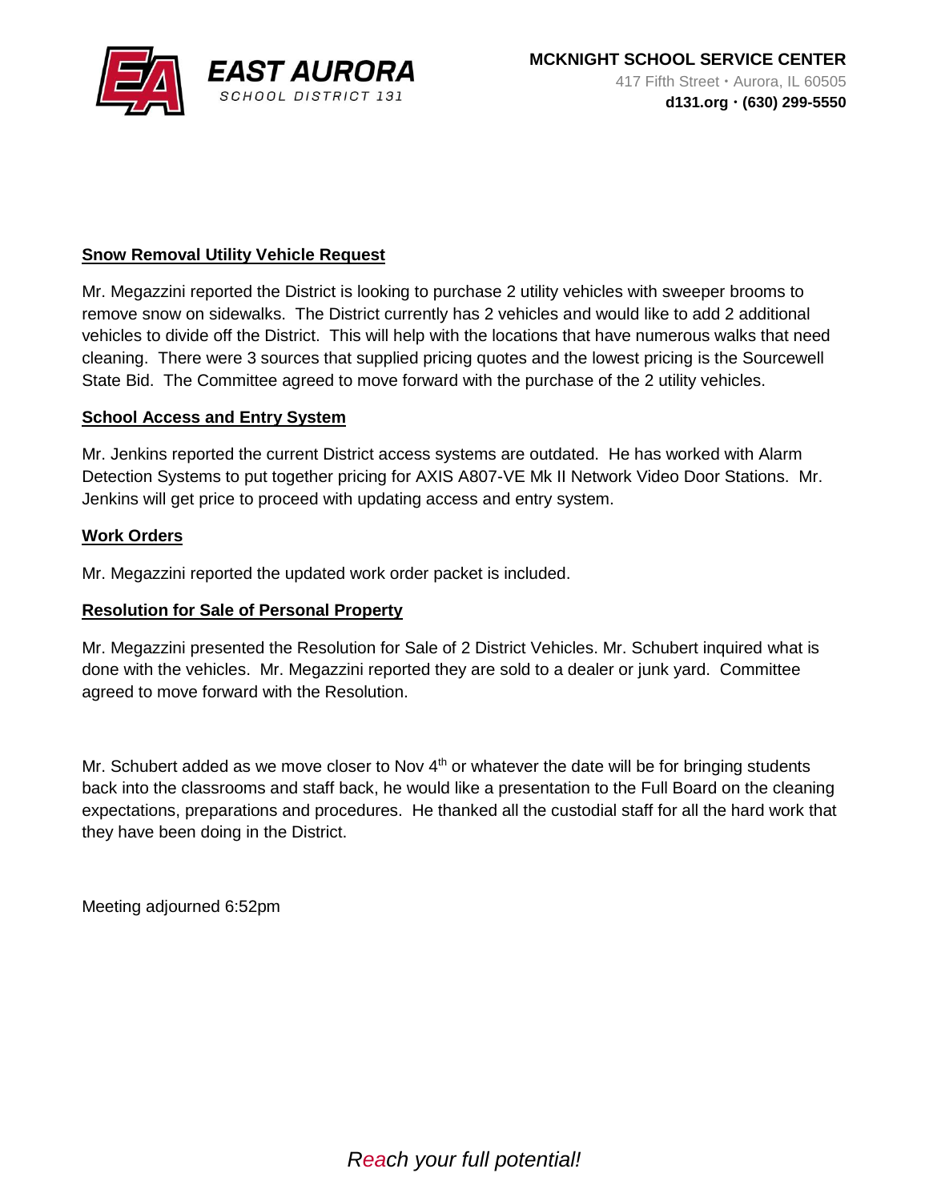**Snow Removal Utility Vehicle Request**

Mr. Megazzini reported the District is looking to purchase 2 utility vehicles with sweeper brooms to remove snow on sidewalks. The District currently has 2 vehicles and would like to add 2 additional vehicles to divide off the District. This will help with the locations that have numerous walks that need cleaning. There were 3 sources that supplied pricing quotes and the lowest pricing is the Sourcewell State Bid. The Committee agreed to move forward with the purchase of the 2 utility vehicles.

**School Access and Entry System**

Mr. Jenkins reported the current District access systems are outdated. He has worked with Alarm Detection Systems to put together pricing for AXIS A807-VE Mk II Network Video Door Stations. Mr. Jenkins will get price to proceed with updating access and entry system.

**Work Orders**

Mr. Megazzini reported the updated work order packet is included.

**Resolution for Sale of Personal Property**

Mr. Megazzini presented the Resolution for Sale of 2 District Vehicles. Mr. Schubert inquired what is done with the vehicles. Mr. Megazzini reported they are sold to a dealer or junk yard. Committee agreed to move forward with the Resolution.

Mr. Schubert added as we move closer to Nov 4th or whatever the date will be for bringing students back into the classrooms and staff back, he would like a presentation to the Full Board on the cleaning expectations, preparations and procedures. He thanked all the custodial staff for all the hard work that they have been doing in the District.

Meeting adjourned 6:52pm